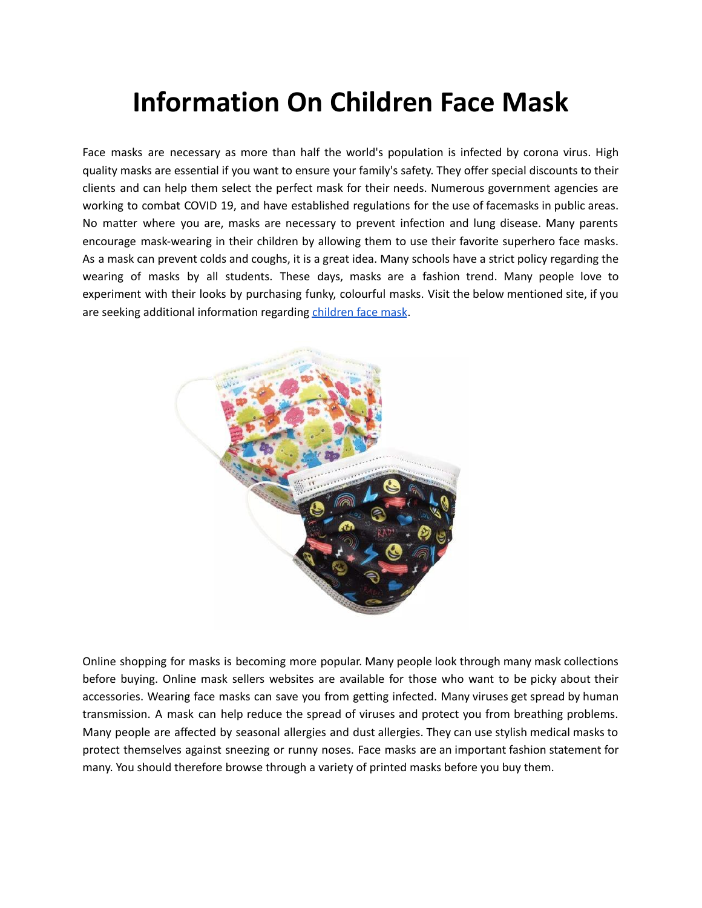# Information On Children Face Mask

Face masks are necessary as more than half the world's population is infected by corona virus. High quality masks are essential if you want to ensure your family's safety. They offer special discounts to their clients and can help them select the perfect mask for their needs. Numerous government agencies are working to combat COVID 19, and have established regulations for the use of facemasks in public areas. No matter where you are, masks are necessary to prevent infection and lung disease. Many parents encourage mask-wearing in their children by allowing them to use their favorite superhero face masks. As a mask can prevent colds and coughs, it is a great idea. Many schools have a strict policy regarding the wearing of masks by all students. These days, masks are a fashion trend. Many people love to experiment with their looks by purchasing funky, colourful masks. Visit the below mentioned site, if you are seeking additional information regarding children face mask.

Online shopping for masks is becoming more popular. Many people look through many mask collections before buying. Online mask sellers websites are available for those who want to be picky about their accessories. Wearing face masks can save you from getting infected. Many viruses get spread by human transmission. A mask can help reduce the spread of viruses and protect you from breathing problems. Many people are affected by seasonal allergies and dust allergies. They can use stylish medical masks to protect themselves against sneezing or runny noses. Face masks are an important fashion statement for many. You should therefore browse through a variety of printed masks before you buy them.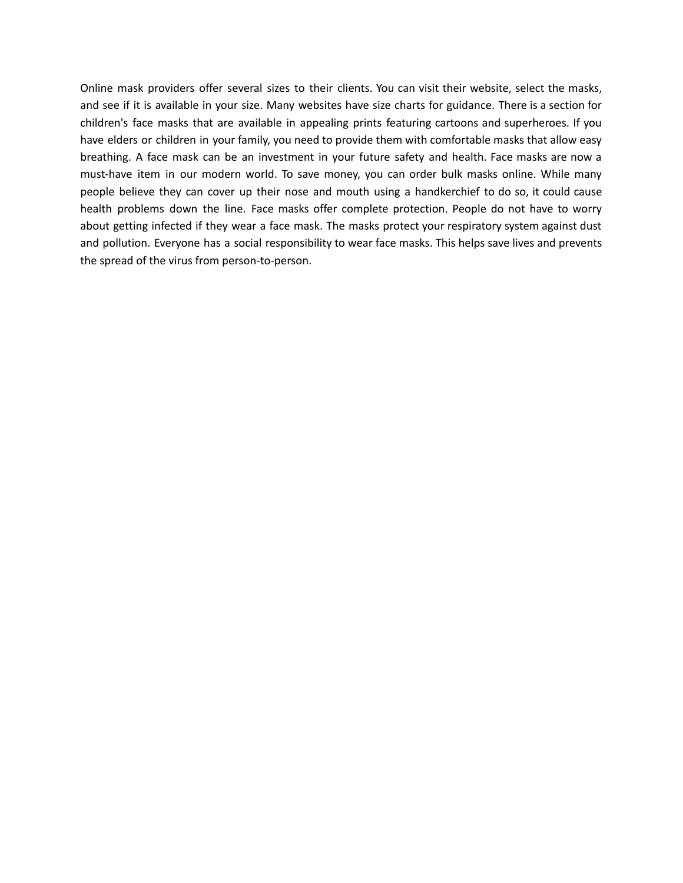Online mask providers offer several sizes to their clients. You can visit their website, select the masks, and see if it is available in your size. Many websites have size charts for guidance. There is a section for children's face masks that are available in appealing prints featuring cartoons and superheroes. If you have elders or children in your family, you need to provide them with comfortable masks that allow easy breathing. A face mask can be an investment in your future safety and health. Face masks are now a must-have item in our modern world. To save money, you can order bulk masks online. While many people believe they can cover up their nose and mouth using a handkerchief to do so, it could cause health problems down the line. Face masks offer complete protection. People do not have to worry about getting infected if they wear a face mask. The masks protect your respiratory system against dust and pollution. Everyone has a social responsibility to wear face masks. This helps save lives and prevents the spread of the virus from person-to-person.